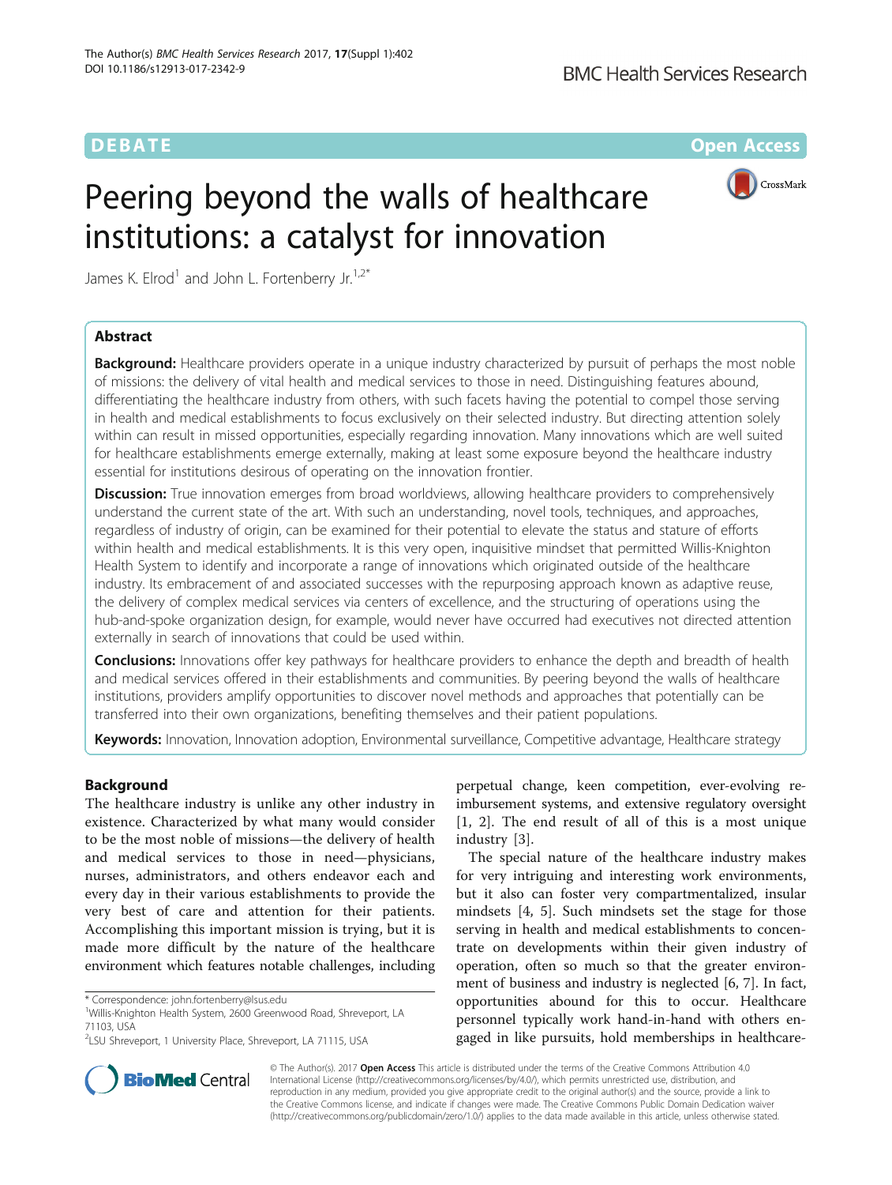DEBATE

Open Access

# Peering beyond the walls of healthcare institutions: a catalyst for innovation

James K. Elrod[1] and John L. Fortenberry Jr.[1,2*]

## Abstract

**Background:** Healthcare providers operate in a unique industry characterized by pursuit of perhaps the most noble of missions: the delivery of vital health and medical services to those in need. Distinguishing features abound, differentiating the healthcare industry from others, with such facets having the potential to compel those serving in health and medical establishments to focus exclusively on their selected industry. But directing attention solely within can result in missed opportunities, especially regarding innovation. Many innovations which are well suited for healthcare establishments emerge externally, making at least some exposure beyond the healthcare industry essential for institutions desirous of operating on the innovation frontier.

**Discussion:** True innovation emerges from broad worldviews, allowing healthcare providers to comprehensively understand the current state of the art. With such an understanding, novel tools, techniques, and approaches, regardless of industry of origin, can be examined for their potential to elevate the status and stature of efforts within health and medical establishments. It is this very open, inquisitive mindset that permitted Willis-Knighton Health System to identify and incorporate a range of innovations which originated outside of the healthcare industry. Its embracement of and associated successes with the repurposing approach known as adaptive reuse, the delivery of complex medical services via centers of excellence, and the structuring of operations using the hub-and-spoke organization design, for example, would never have occurred had executives not directed attention externally in search of innovations that could be used within.

**Conclusions:** Innovations offer key pathways for healthcare providers to enhance the depth and breadth of health and medical services offered in their establishments and communities. By peering beyond the walls of healthcare institutions, providers amplify opportunities to discover novel methods and approaches that potentially can be transferred into their own organizations, benefiting themselves and their patient populations.

**Keywords:** Innovation, Innovation adoption, Environmental surveillance, Competitive advantage, Healthcare strategy

## Background

The healthcare industry is unlike any other industry in existence. Characterized by what many would consider to be the most noble of missions—the delivery of health and medical services to those in need—physicians, nurses, administrators, and others endeavor each and every day in their various establishments to provide the very best of care and attention for their patients. Accomplishing this important mission is trying, but it is made more difficult by the nature of the healthcare environment which features notable challenges, including perpetual change, keen competition, ever-evolving reimbursement systems, and extensive regulatory oversight [1, 2]. The end result of all of this is a most unique industry [3].

The special nature of the healthcare industry makes for very intriguing and interesting work environments, but it also can foster very compartmentalized, insular mindsets [4, 5]. Such mindsets set the stage for those serving in health and medical establishments to concentrate on developments within their given industry of operation, often so much so that the greater environment of business and industry is neglected [6, 7]. In fact, opportunities abound for this to occur. Healthcare personnel typically work hand-in-hand with others engaged in like pursuits, hold memberships in healthcare-

\* Correspondence: john.fortenberry@lsus.edu

[1] Willis-Knighton Health System, 2600 Greenwood Road, Shreveport, LA 71103, USA

[2] LSU Shreveport, 1 University Place, Shreveport, LA 71115, USA

© The Author(s). 2017 **Open Access** This article is distributed under the terms of the Creative Commons Attribution 4.0 International License (http://creativecommons.org/licenses/by/4.0/), which permits unrestricted use, distribution, and reproduction in any medium, provided you give appropriate credit to the original author(s) and the source, provide a link to the Creative Commons license, and indicate if changes were made. The Creative Commons Public Domain Dedication waiver (http://creativecommons.org/publicdomain/zero/1.0/) applies to the data made available in this article, unless otherwise stated.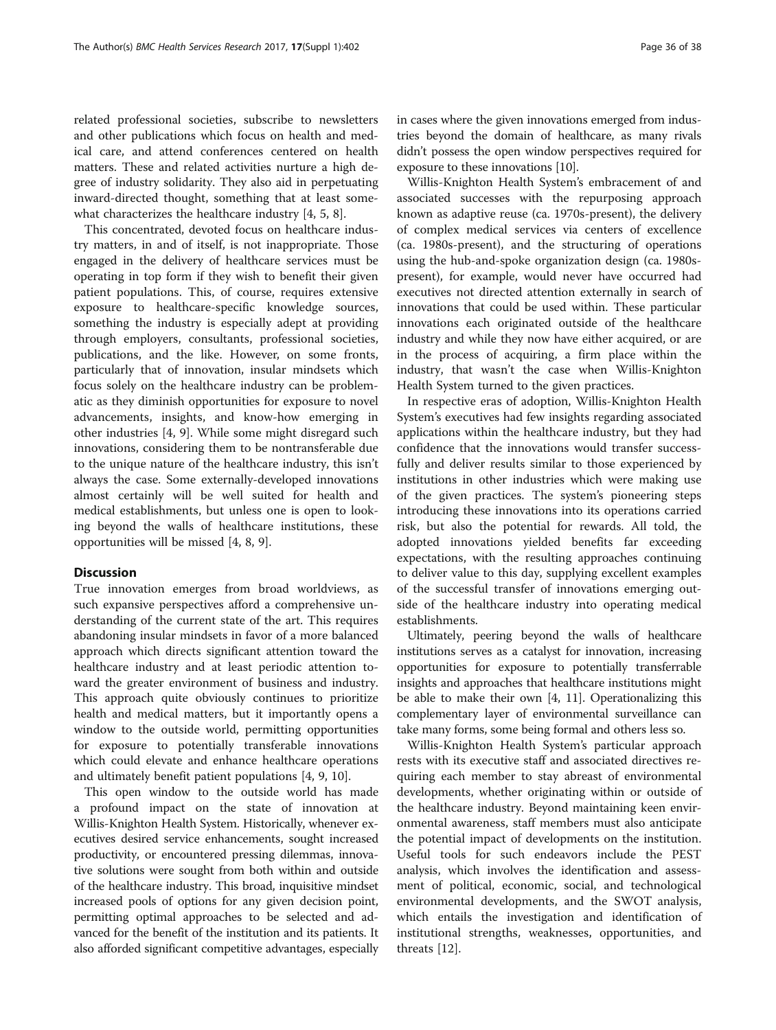related professional societies, subscribe to newsletters and other publications which focus on health and medical care, and attend conferences centered on health matters. These and related activities nurture a high degree of industry solidarity. They also aid in perpetuating inward-directed thought, something that at least somewhat characterizes the healthcare industry [4, 5, 8].

This concentrated, devoted focus on healthcare industry matters, in and of itself, is not inappropriate. Those engaged in the delivery of healthcare services must be operating in top form if they wish to benefit their given patient populations. This, of course, requires extensive exposure to healthcare-specific knowledge sources, something the industry is especially adept at providing through employers, consultants, professional societies, publications, and the like. However, on some fronts, particularly that of innovation, insular mindsets which focus solely on the healthcare industry can be problematic as they diminish opportunities for exposure to novel advancements, insights, and know-how emerging in other industries [4, 9]. While some might disregard such innovations, considering them to be nontransferable due to the unique nature of the healthcare industry, this isn't always the case. Some externally-developed innovations almost certainly will be well suited for health and medical establishments, but unless one is open to looking beyond the walls of healthcare institutions, these opportunities will be missed [4, 8, 9].

## Discussion

True innovation emerges from broad worldviews, as such expansive perspectives afford a comprehensive understanding of the current state of the art. This requires abandoning insular mindsets in favor of a more balanced approach which directs significant attention toward the healthcare industry and at least periodic attention toward the greater environment of business and industry. This approach quite obviously continues to prioritize health and medical matters, but it importantly opens a window to the outside world, permitting opportunities for exposure to potentially transferable innovations which could elevate and enhance healthcare operations and ultimately benefit patient populations [4, 9, 10].

This open window to the outside world has made a profound impact on the state of innovation at Willis-Knighton Health System. Historically, whenever executives desired service enhancements, sought increased productivity, or encountered pressing dilemmas, innovative solutions were sought from both within and outside of the healthcare industry. This broad, inquisitive mindset increased pools of options for any given decision point, permitting optimal approaches to be selected and advanced for the benefit of the institution and its patients. It also afforded significant competitive advantages, especially in cases where the given innovations emerged from industries beyond the domain of healthcare, as many rivals didn't possess the open window perspectives required for exposure to these innovations [10].

Willis-Knighton Health System's embracement of and associated successes with the repurposing approach known as adaptive reuse (ca. 1970s-present), the delivery of complex medical services via centers of excellence (ca. 1980s-present), and the structuring of operations using the hub-and-spoke organization design (ca. 1980s-present), for example, would never have occurred had executives not directed attention externally in search of innovations that could be used within. These particular innovations each originated outside of the healthcare industry and while they now have either acquired, or are in the process of acquiring, a firm place within the industry, that wasn't the case when Willis-Knighton Health System turned to the given practices.

In respective eras of adoption, Willis-Knighton Health System's executives had few insights regarding associated applications within the healthcare industry, but they had confidence that the innovations would transfer successfully and deliver results similar to those experienced by institutions in other industries which were making use of the given practices. The system's pioneering steps introducing these innovations into its operations carried risk, but also the potential for rewards. All told, the adopted innovations yielded benefits far exceeding expectations, with the resulting approaches continuing to deliver value to this day, supplying excellent examples of the successful transfer of innovations emerging outside of the healthcare industry into operating medical establishments.

Ultimately, peering beyond the walls of healthcare institutions serves as a catalyst for innovation, increasing opportunities for exposure to potentially transferrable insights and approaches that healthcare institutions might be able to make their own [4, 11]. Operationalizing this complementary layer of environmental surveillance can take many forms, some being formal and others less so.

Willis-Knighton Health System's particular approach rests with its executive staff and associated directives requiring each member to stay abreast of environmental developments, whether originating within or outside of the healthcare industry. Beyond maintaining keen environmental awareness, staff members must also anticipate the potential impact of developments on the institution. Useful tools for such endeavors include the PEST analysis, which involves the identification and assessment of political, economic, social, and technological environmental developments, and the SWOT analysis, which entails the investigation and identification of institutional strengths, weaknesses, opportunities, and threats [12].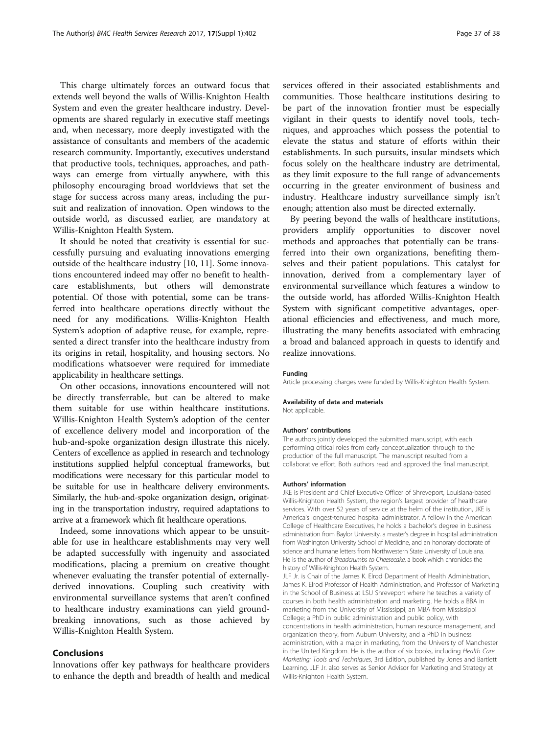This charge ultimately forces an outward focus that extends well beyond the walls of Willis-Knighton Health System and even the greater healthcare industry. Developments are shared regularly in executive staff meetings and, when necessary, more deeply investigated with the assistance of consultants and members of the academic research community. Importantly, executives understand that productive tools, techniques, approaches, and pathways can emerge from virtually anywhere, with this philosophy encouraging broad worldviews that set the stage for success across many areas, including the pursuit and realization of innovation. Open windows to the outside world, as discussed earlier, are mandatory at Willis-Knighton Health System.

It should be noted that creativity is essential for successfully pursuing and evaluating innovations emerging outside of the healthcare industry [10, 11]. Some innovations encountered indeed may offer no benefit to healthcare establishments, but others will demonstrate potential. Of those with potential, some can be transferred into healthcare operations directly without the need for any modifications. Willis-Knighton Health System's adoption of adaptive reuse, for example, represented a direct transfer into the healthcare industry from its origins in retail, hospitality, and housing sectors. No modifications whatsoever were required for immediate applicability in healthcare settings.

On other occasions, innovations encountered will not be directly transferrable, but can be altered to make them suitable for use within healthcare institutions. Willis-Knighton Health System's adoption of the center of excellence delivery model and incorporation of the hub-and-spoke organization design illustrate this nicely. Centers of excellence as applied in research and technology institutions supplied helpful conceptual frameworks, but modifications were necessary for this particular model to be suitable for use in healthcare delivery environments. Similarly, the hub-and-spoke organization design, originating in the transportation industry, required adaptations to arrive at a framework which fit healthcare operations.

Indeed, some innovations which appear to be unsuitable for use in healthcare establishments may very well be adapted successfully with ingenuity and associated modifications, placing a premium on creative thought whenever evaluating the transfer potential of externally-derived innovations. Coupling such creativity with environmental surveillance systems that aren't confined to healthcare industry examinations can yield groundbreaking innovations, such as those achieved by Willis-Knighton Health System.

## Conclusions

Innovations offer key pathways for healthcare providers to enhance the depth and breadth of health and medical services offered in their associated establishments and communities. Those healthcare institutions desiring to be part of the innovation frontier must be especially vigilant in their quests to identify novel tools, techniques, and approaches which possess the potential to elevate the status and stature of efforts within their establishments. In such pursuits, insular mindsets which focus solely on the healthcare industry are detrimental, as they limit exposure to the full range of advancements occurring in the greater environment of business and industry. Healthcare industry surveillance simply isn't enough; attention also must be directed externally.

By peering beyond the walls of healthcare institutions, providers amplify opportunities to discover novel methods and approaches that potentially can be transferred into their own organizations, benefiting themselves and their patient populations. This catalyst for innovation, derived from a complementary layer of environmental surveillance which features a window to the outside world, has afforded Willis-Knighton Health System with significant competitive advantages, operational efficiencies and effectiveness, and much more, illustrating the many benefits associated with embracing a broad and balanced approach in quests to identify and realize innovations.

#### Funding

Article processing charges were funded by Willis-Knighton Health System.

#### Availability of data and materials

Not applicable.

#### Authors' contributions

The authors jointly developed the submitted manuscript, with each performing critical roles from early conceptualization through to the production of the full manuscript. The manuscript resulted from a collaborative effort. Both authors read and approved the final manuscript.

#### Authors' information

JKE is President and Chief Executive Officer of Shreveport, Louisiana-based Willis-Knighton Health System, the region's largest provider of healthcare services. With over 52 years of service at the helm of the institution, JKE is America's longest-tenured hospital administrator. A fellow in the American College of Healthcare Executives, he holds a bachelor's degree in business administration from Baylor University, a master's degree in hospital administration from Washington University School of Medicine, and an honorary doctorate of science and humane letters from Northwestern State University of Louisiana. He is the author of *Breadcrumbs to Cheesecake*, a book which chronicles the history of Willis-Knighton Health System.

JLF Jr. is Chair of the James K. Elrod Department of Health Administration, James K. Elrod Professor of Health Administration, and Professor of Marketing in the School of Business at LSU Shreveport where he teaches a variety of courses in both health administration and marketing. He holds a BBA in marketing from the University of Mississippi; an MBA from Mississippi College; a PhD in public administration and public policy, with concentrations in health administration, human resource management, and organization theory, from Auburn University; and a PhD in business administration, with a major in marketing, from the University of Manchester in the United Kingdom. He is the author of six books, including *Health Care Marketing: Tools and Techniques*, 3rd Edition, published by Jones and Bartlett Learning. JLF Jr. also serves as Senior Advisor for Marketing and Strategy at Willis-Knighton Health System.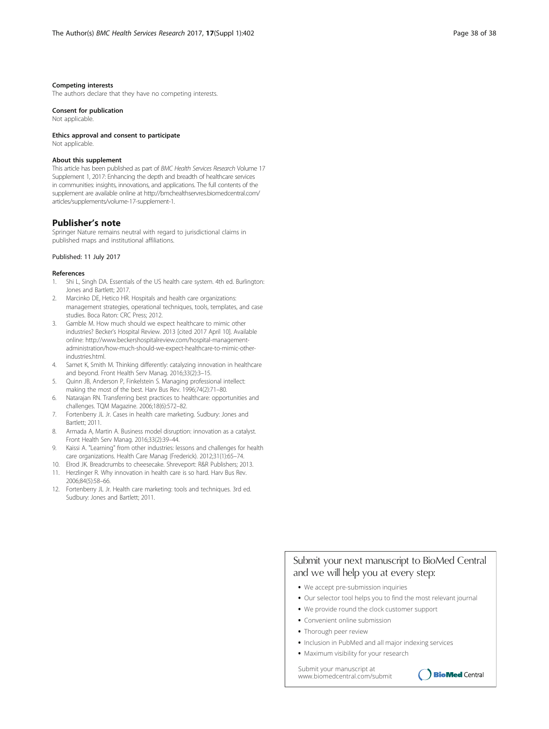#### Competing interests
The authors declare that they have no competing interests.

#### Consent for publication
Not applicable.

#### Ethics approval and consent to participate
Not applicable.

#### About this supplement
This article has been published as part of *BMC Health Services Research* Volume 17 Supplement 1, 2017: Enhancing the depth and breadth of healthcare services in communities: insights, innovations, and applications. The full contents of the supplement are available online at http://bmchealthservres.biomedcentral.com/articles/supplements/volume-17-supplement-1.

## Publisher's note
Springer Nature remains neutral with regard to jurisdictional claims in published maps and institutional affiliations.

Published: 11 July 2017

#### References
1. Shi L, Singh DA. Essentials of the US health care system. 4th ed. Burlington: Jones and Bartlett; 2017.
2. Marcinko DE, Hetico HR. Hospitals and health care organizations: management strategies, operational techniques, tools, templates, and case studies. Boca Raton: CRC Press; 2012.
3. Gamble M. How much should we expect healthcare to mimic other industries? Becker's Hospital Review. 2013 [cited 2017 April 10]. Available online: http://www.beckershospitalreview.com/hospital-management-administration/how-much-should-we-expect-healthcare-to-mimic-other-industries.html.
4. Samet K, Smith M. Thinking differently: catalyzing innovation in healthcare and beyond. Front Health Serv Manag. 2016;33(2):3–15.
5. Quinn JB, Anderson P, Finkelstein S. Managing professional intellect: making the most of the best. Harv Bus Rev. 1996;74(2):71–80.
6. Natarajan RN. Transferring best practices to healthcare: opportunities and challenges. TQM Magazine. 2006;18(6):572–82.
7. Fortenberry JL Jr. Cases in health care marketing. Sudbury: Jones and Bartlett; 2011.
8. Armada A, Martin A. Business model disruption: innovation as a catalyst. Front Health Serv Manag. 2016;33(2):39–44.
9. Kaissi A. "Learning" from other industries: lessons and challenges for health care organizations. Health Care Manag (Frederick). 2012;31(1):65–74.
10. Elrod JK. Breadcrumbs to cheesecake. Shreveport: R&R Publishers; 2013.
11. Herzlinger R. Why innovation in health care is so hard. Harv Bus Rev. 2006;84(5):58–66.
12. Fortenberry JL Jr. Health care marketing: tools and techniques. 3rd ed. Sudbury: Jones and Bartlett; 2011.

Submit your next manuscript to BioMed Central and we will help you at every step:

- We accept pre-submission inquiries
- Our selector tool helps you to find the most relevant journal
- We provide round the clock customer support
- Convenient online submission
- Thorough peer review
- Inclusion in PubMed and all major indexing services
- Maximum visibility for your research

Submit your manuscript at www.biomedcentral.com/submit

BioMed Central